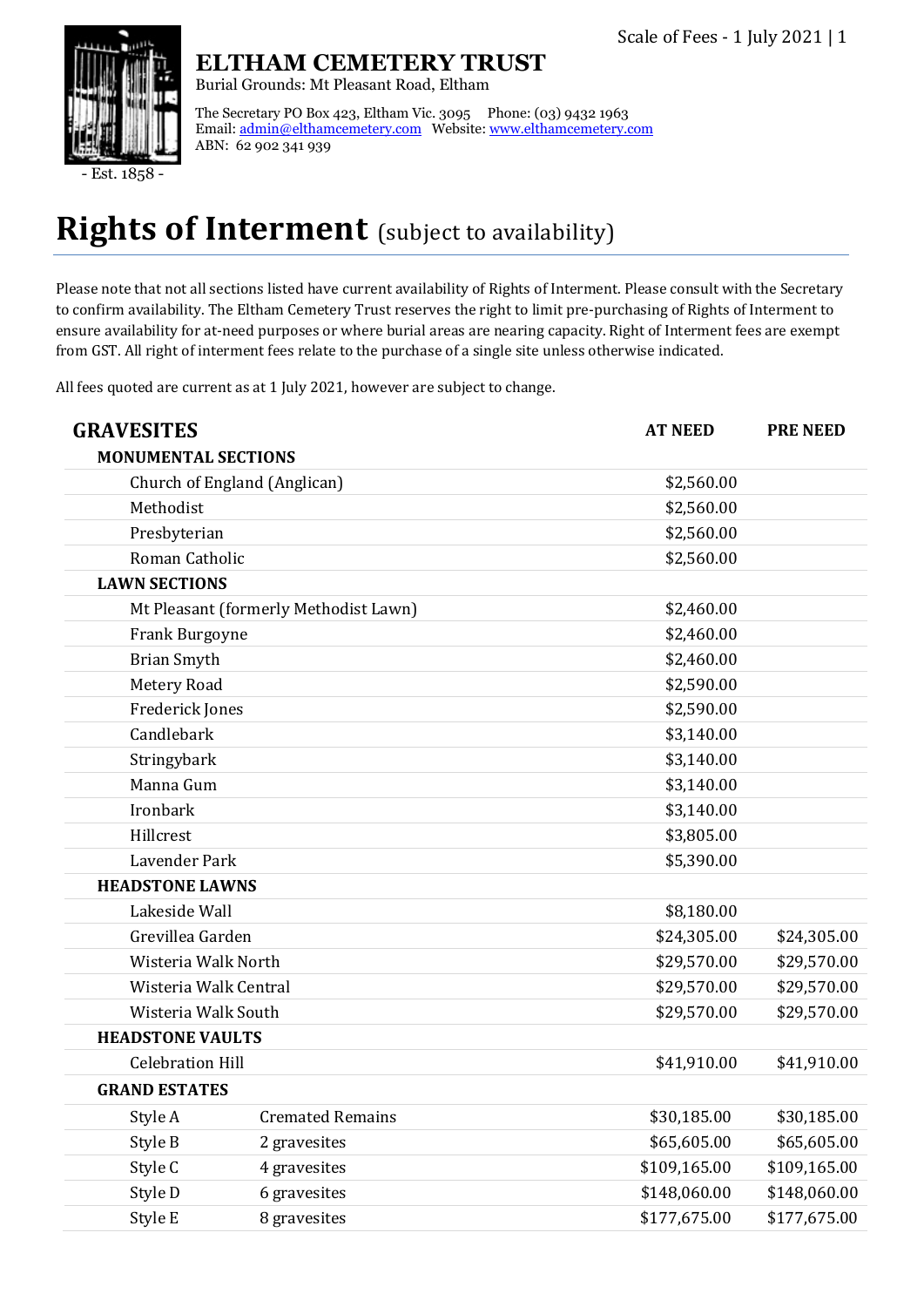**ELTHAM CEMETERY TRUST**
Burial Grounds: Mt Pleasant Road, Eltham

The Secretary PO Box 423, Eltham Vic. 3095 Phone: (03) 9432 1963
Email: admin@elthamcemetery.com Website: www.elthamcemetery.com
ABN: 62 902 341 939

- Est. 1858 -

# Rights of Interment (subject to availability)

Please note that not all sections listed have current availability of Rights of Interment. Please consult with the Secretary to confirm availability. The Eltham Cemetery Trust reserves the right to limit pre-purchasing of Rights of Interment to ensure availability for at-need purposes or where burial areas are nearing capacity. Right of Interment fees are exempt from GST. All right of interment fees relate to the purchase of a single site unless otherwise indicated.

All fees quoted are current as at 1 July 2021, however are subject to change.

| GRAVESITES | | AT NEED | PRE NEED |
|---|---|---|---|
| **MONUMENTAL SECTIONS** | | | |
| Church of England (Anglican) | | $2,560.00 | |
| Methodist | | $2,560.00 | |
| Presbyterian | | $2,560.00 | |
| Roman Catholic | | $2,560.00 | |
| **LAWN SECTIONS** | | | |
| Mt Pleasant (formerly Methodist Lawn) | | $2,460.00 | |
| Frank Burgoyne | | $2,460.00 | |
| Brian Smyth | | $2,460.00 | |
| Metery Road | | $2,590.00 | |
| Frederick Jones | | $2,590.00 | |
| Candlebark | | $3,140.00 | |
| Stringybark | | $3,140.00 | |
| Manna Gum | | $3,140.00 | |
| Ironbark | | $3,140.00 | |
| Hillcrest | | $3,805.00 | |
| Lavender Park | | $5,390.00 | |
| **HEADSTONE LAWNS** | | | |
| Lakeside Wall | | $8,180.00 | |
| Grevillea Garden | | $24,305.00 | $24,305.00 |
| Wisteria Walk North | | $29,570.00 | $29,570.00 |
| Wisteria Walk Central | | $29,570.00 | $29,570.00 |
| Wisteria Walk South | | $29,570.00 | $29,570.00 |
| **HEADSTONE VAULTS** | | | |
| Celebration Hill | | $41,910.00 | $41,910.00 |
| **GRAND ESTATES** | | | |
| Style A | Cremated Remains | $30,185.00 | $30,185.00 |
| Style B | 2 gravesites | $65,605.00 | $65,605.00 |
| Style C | 4 gravesites | $109,165.00 | $109,165.00 |
| Style D | 6 gravesites | $148,060.00 | $148,060.00 |
| Style E | 8 gravesites | $177,675.00 | $177,675.00 |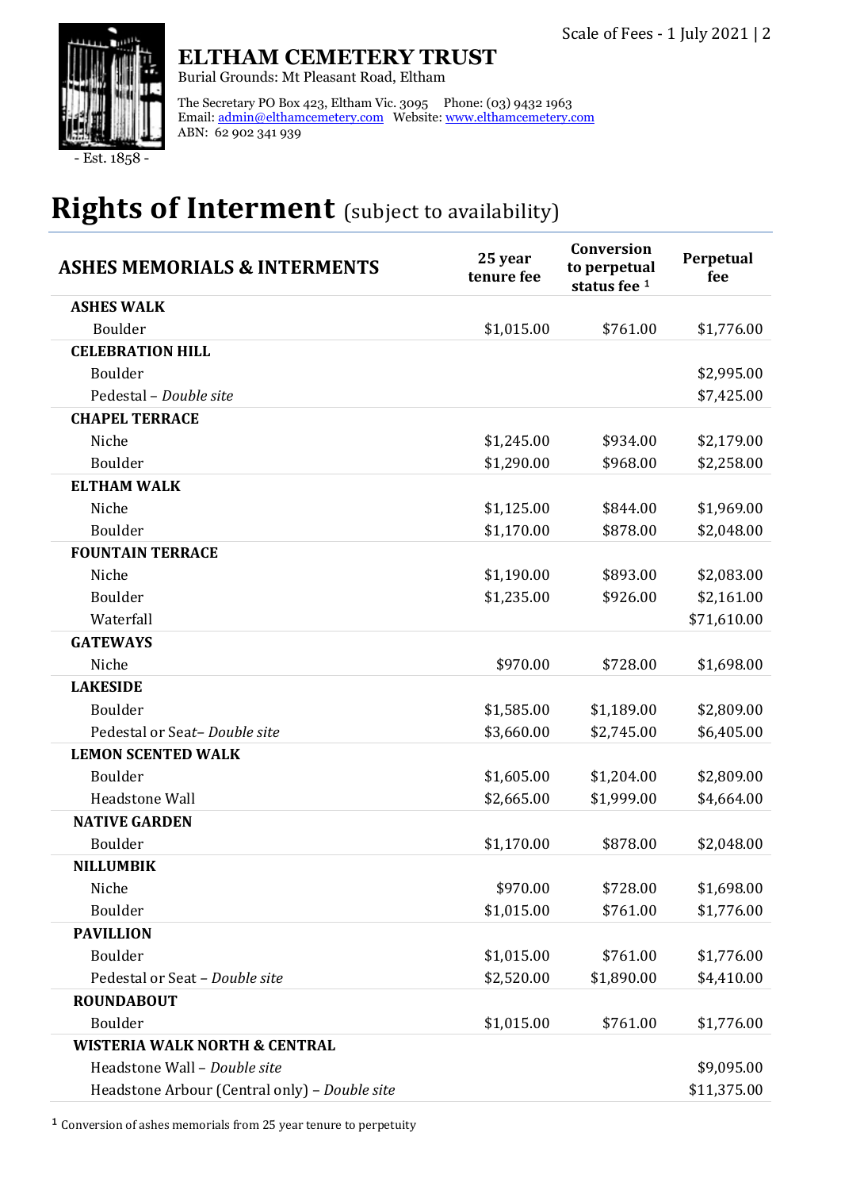**ELTHAM CEMETERY TRUST**

Burial Grounds: Mt Pleasant Road, Eltham

- Est. 1858 -

The Secretary PO Box 423, Eltham Vic. 3095 Phone: (03) 9432 1963
Email: admin@elthamcemetery.com Website: www.elthamcemetery.com
ABN: 62 902 341 939

# Rights of Interment (subject to availability)

| ASHES MEMORIALS & INTERMENTS | 25 year tenure fee | Conversion to perpetual status fee [1] | Perpetual fee |
|---|---|---|---|
| **ASHES WALK** | | | |
| Boulder | $1,015.00 | $761.00 | $1,776.00 |
| **CELEBRATION HILL** | | | |
| Boulder | | | $2,995.00 |
| Pedestal – *Double site* | | | $7,425.00 |
| **CHAPEL TERRACE** | | | |
| Niche | $1,245.00 | $934.00 | $2,179.00 |
| Boulder | $1,290.00 | $968.00 | $2,258.00 |
| **ELTHAM WALK** | | | |
| Niche | $1,125.00 | $844.00 | $1,969.00 |
| Boulder | $1,170.00 | $878.00 | $2,048.00 |
| **FOUNTAIN TERRACE** | | | |
| Niche | $1,190.00 | $893.00 | $2,083.00 |
| Boulder | $1,235.00 | $926.00 | $2,161.00 |
| Waterfall | | | $71,610.00 |
| **GATEWAYS** | | | |
| Niche | $970.00 | $728.00 | $1,698.00 |
| **LAKESIDE** | | | |
| Boulder | $1,585.00 | $1,189.00 | $2,809.00 |
| Pedestal or Seat– *Double site* | $3,660.00 | $2,745.00 | $6,405.00 |
| **LEMON SCENTED WALK** | | | |
| Boulder | $1,605.00 | $1,204.00 | $2,809.00 |
| Headstone Wall | $2,665.00 | $1,999.00 | $4,664.00 |
| **NATIVE GARDEN** | | | |
| Boulder | $1,170.00 | $878.00 | $2,048.00 |
| **NILLUMBIK** | | | |
| Niche | $970.00 | $728.00 | $1,698.00 |
| Boulder | $1,015.00 | $761.00 | $1,776.00 |
| **PAVILLION** | | | |
| Boulder | $1,015.00 | $761.00 | $1,776.00 |
| Pedestal or Seat – *Double site* | $2,520.00 | $1,890.00 | $4,410.00 |
| **ROUNDABOUT** | | | |
| Boulder | $1,015.00 | $761.00 | $1,776.00 |
| **WISTERIA WALK NORTH & CENTRAL** | | | |
| Headstone Wall – *Double site* | | | $9,095.00 |
| Headstone Arbour (Central only) – *Double site* | | | $11,375.00 |

[1] Conversion of ashes memorials from 25 year tenure to perpetuity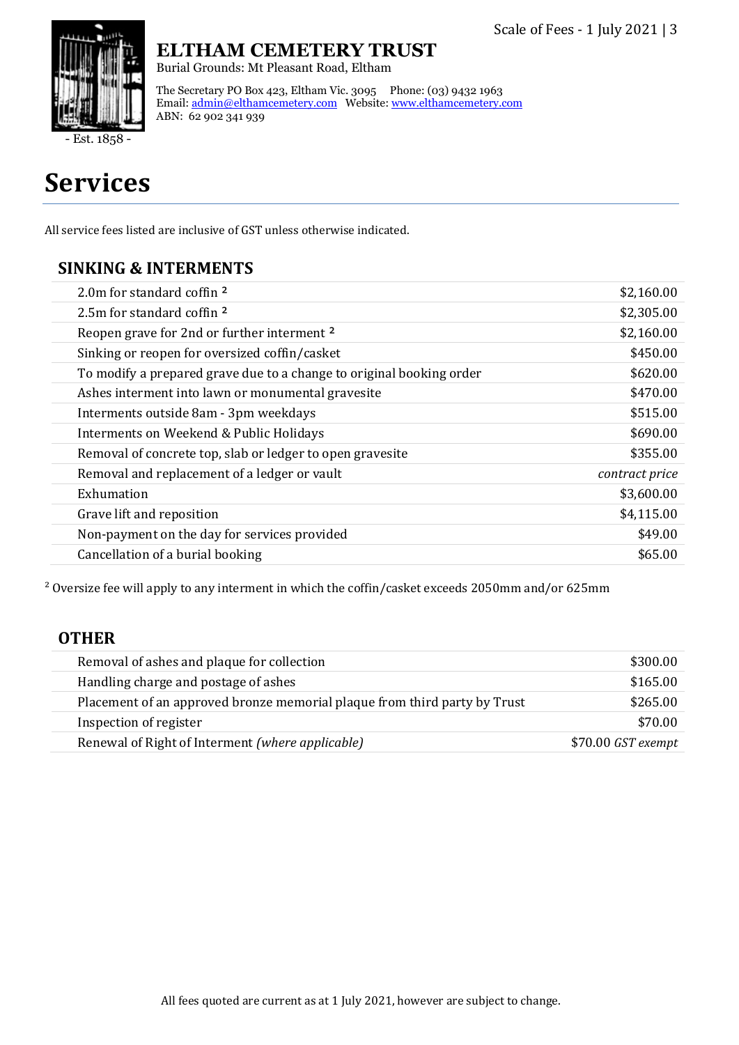# ELTHAM CEMETERY TRUST

Burial Grounds: Mt Pleasant Road, Eltham

The Secretary PO Box 423, Eltham Vic. 3095 Phone: (03) 9432 1963
Email: admin@elthamcemetery.com Website: www.elthamcemetery.com
ABN: 62 902 341 939

- Est. 1858 -

# Services

All service fees listed are inclusive of GST unless otherwise indicated.

## SINKING & INTERMENTS

| | |
|---|---|
| 2.0m for standard coffin [2] | $2,160.00 |
| 2.5m for standard coffin [2] | $2,305.00 |
| Reopen grave for 2nd or further interment [2] | $2,160.00 |
| Sinking or reopen for oversized coffin/casket | $450.00 |
| To modify a prepared grave due to a change to original booking order | $620.00 |
| Ashes interment into lawn or monumental gravesite | $470.00 |
| Interments outside 8am - 3pm weekdays | $515.00 |
| Interments on Weekend & Public Holidays | $690.00 |
| Removal of concrete top, slab or ledger to open gravesite | $355.00 |
| Removal and replacement of a ledger or vault | *contract price* |
| Exhumation | $3,600.00 |
| Grave lift and reposition | $4,115.00 |
| Non-payment on the day for services provided | $49.00 |
| Cancellation of a burial booking | $65.00 |

[2] Oversize fee will apply to any interment in which the coffin/casket exceeds 2050mm and/or 625mm

## OTHER

| | |
|---|---|
| Removal of ashes and plaque for collection | $300.00 |
| Handling charge and postage of ashes | $165.00 |
| Placement of an approved bronze memorial plaque from third party by Trust | $265.00 |
| Inspection of register | $70.00 |
| Renewal of Right of Interment *(where applicable)* | $70.00 *GST exempt* |

All fees quoted are current as at 1 July 2021, however are subject to change.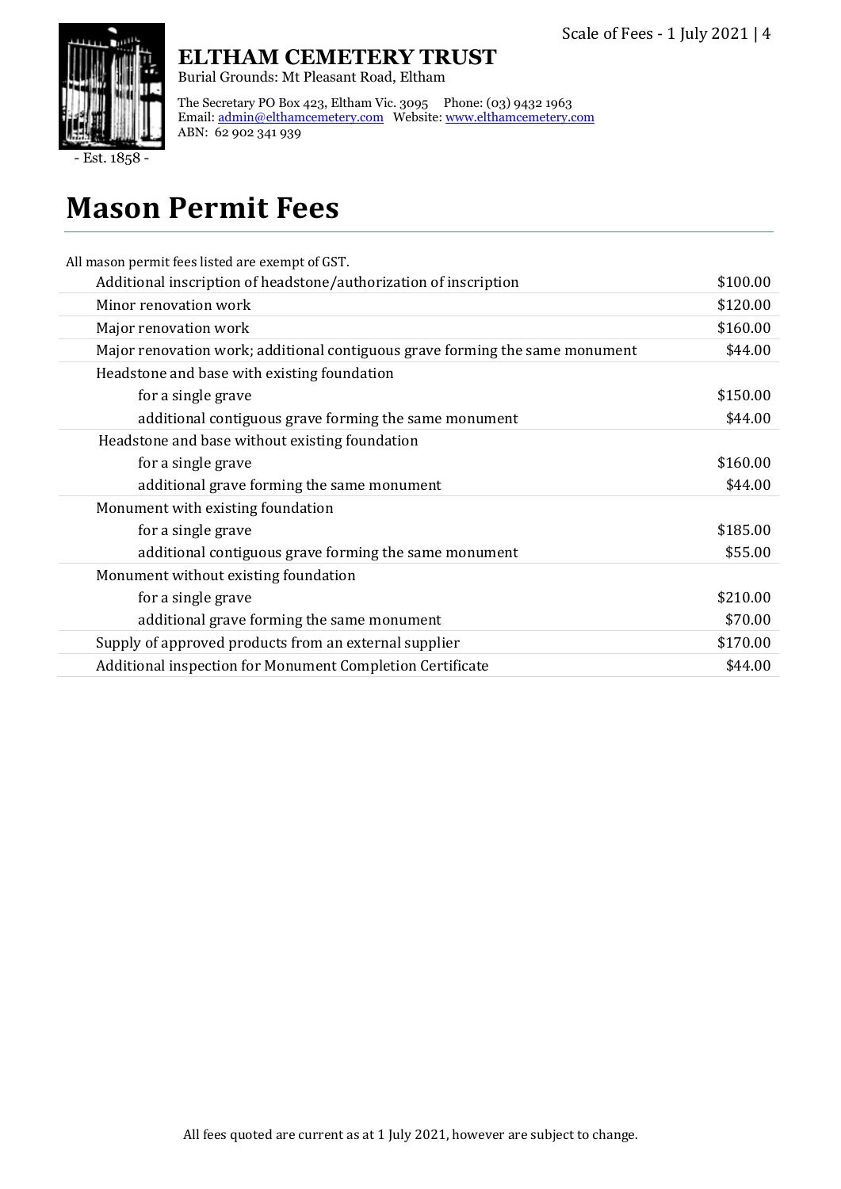**ELTHAM CEMETERY TRUST**

Burial Grounds: Mt Pleasant Road, Eltham

The Secretary PO Box 423, Eltham Vic. 3095 Phone: (03) 9432 1963
Email: admin@elthamcemetery.com Website: www.elthamcemetery.com
ABN: 62 902 341 939

- Est. 1858 -

# Mason Permit Fees

All mason permit fees listed are exempt of GST.

| Item | Fee |
|---|---|
| Additional inscription of headstone/authorization of inscription | $100.00 |
| Minor renovation work | $120.00 |
| Major renovation work | $160.00 |
| Major renovation work; additional contiguous grave forming the same monument | $44.00 |
| Headstone and base with existing foundation | |
| for a single grave | $150.00 |
| additional contiguous grave forming the same monument | $44.00 |
| Headstone and base without existing foundation | |
| for a single grave | $160.00 |
| additional grave forming the same monument | $44.00 |
| Monument with existing foundation | |
| for a single grave | $185.00 |
| additional contiguous grave forming the same monument | $55.00 |
| Monument without existing foundation | |
| for a single grave | $210.00 |
| additional grave forming the same monument | $70.00 |
| Supply of approved products from an external supplier | $170.00 |
| Additional inspection for Monument Completion Certificate | $44.00 |

All fees quoted are current as at 1 July 2021, however are subject to change.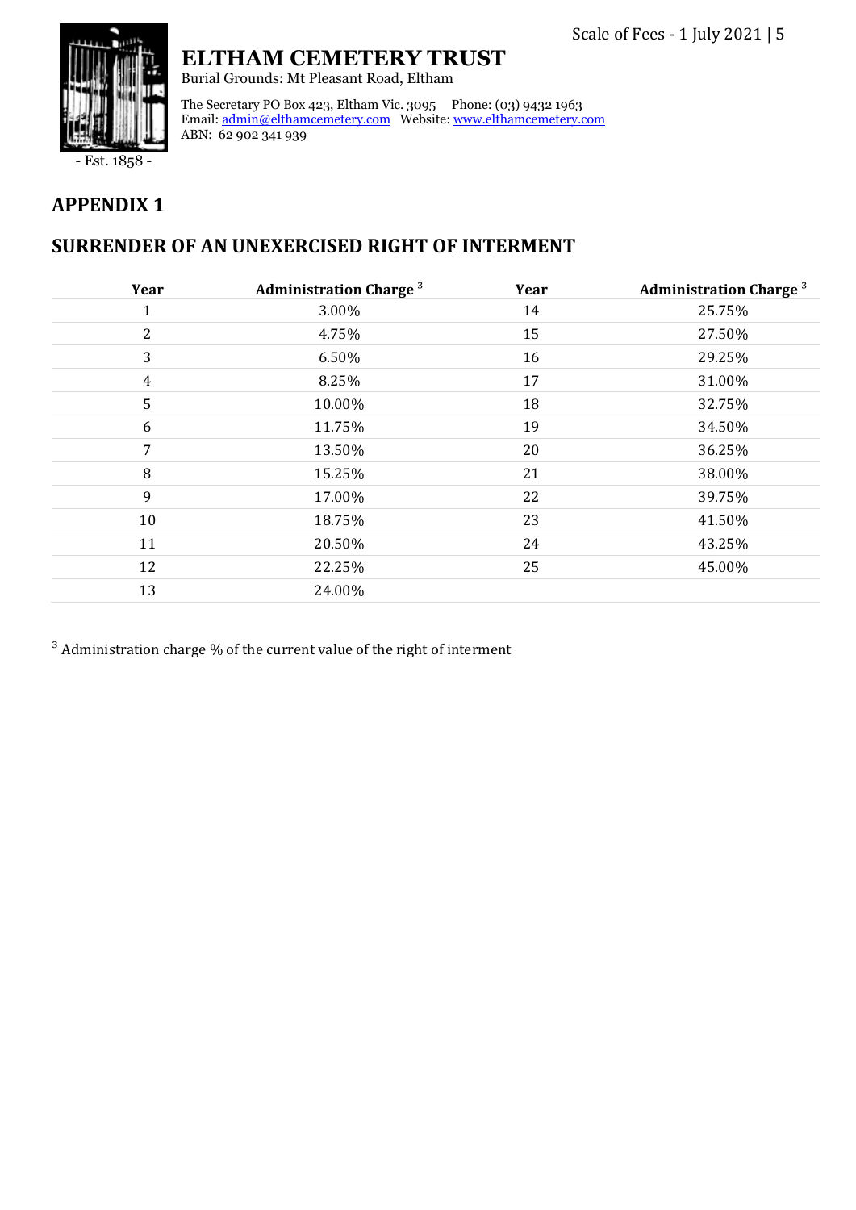# ELTHAM CEMETERY TRUST

Burial Grounds: Mt Pleasant Road, Eltham

The Secretary PO Box 423, Eltham Vic. 3095 Phone: (03) 9432 1963
Email: admin@elthamcemetery.com Website: www.elthamcemetery.com
ABN: 62 902 341 939

- Est. 1858 -

## APPENDIX 1

## SURRENDER OF AN UNEXERCISED RIGHT OF INTERMENT

| Year | Administration Charge [3] | Year | Administration Charge [3] |
|---|---|---|---|
| 1 | 3.00% | 14 | 25.75% |
| 2 | 4.75% | 15 | 27.50% |
| 3 | 6.50% | 16 | 29.25% |
| 4 | 8.25% | 17 | 31.00% |
| 5 | 10.00% | 18 | 32.75% |
| 6 | 11.75% | 19 | 34.50% |
| 7 | 13.50% | 20 | 36.25% |
| 8 | 15.25% | 21 | 38.00% |
| 9 | 17.00% | 22 | 39.75% |
| 10 | 18.75% | 23 | 41.50% |
| 11 | 20.50% | 24 | 43.25% |
| 12 | 22.25% | 25 | 45.00% |
| 13 | 24.00% | | |

[3] Administration charge % of the current value of the right of interment